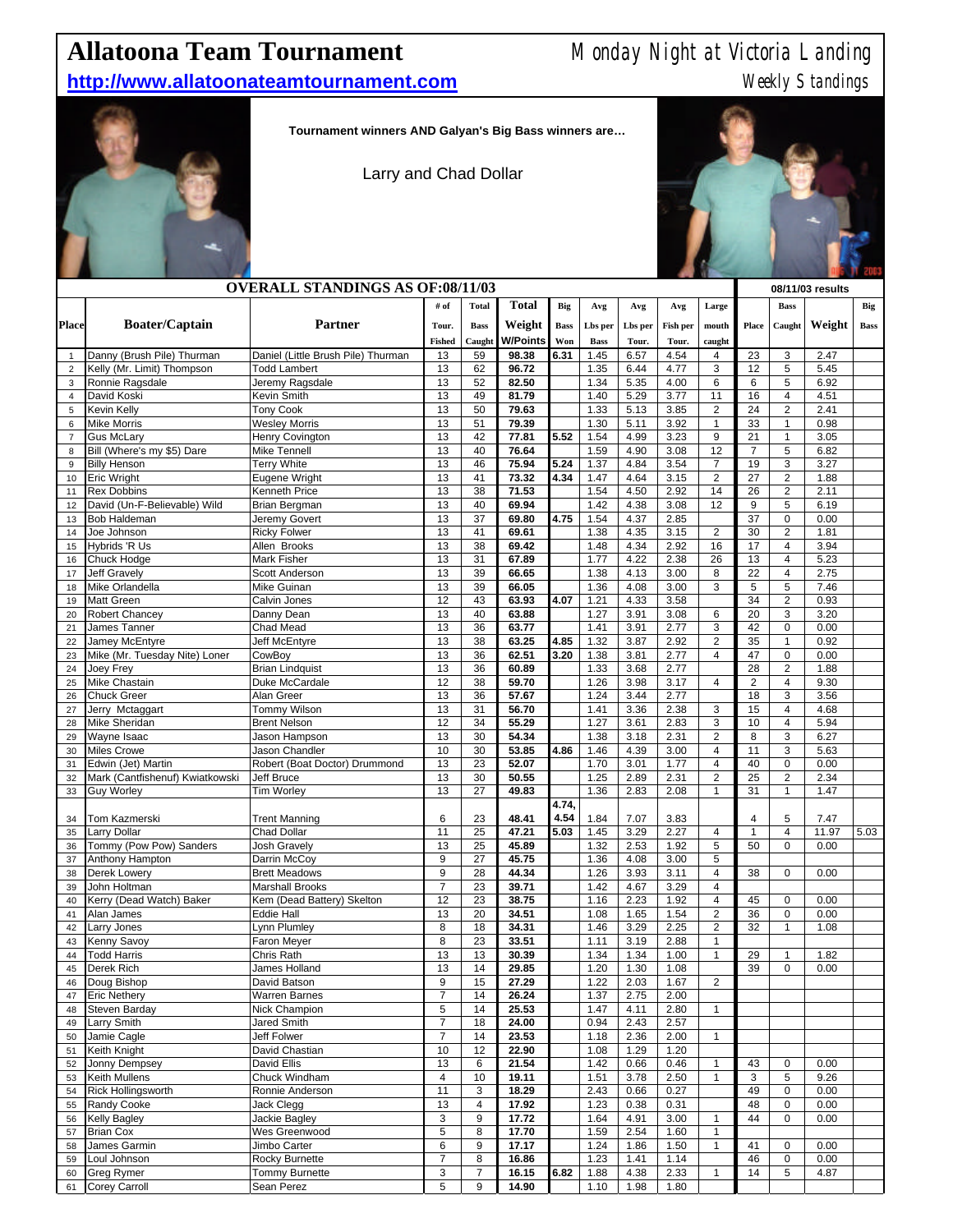# Allatoona Team Tournament

Monday Night at Victoria Landing

**http://www.allatoonateamtournament.com**

Weekly Standings

**Tournament winners AND Galyan's Big Bass winners are…**

Larry and Chad Dollar

## OVERALL STANDINGS AS OF:08/11/03

| Place | Boater/Captain | Partner | # of Tour. Fished | Total Bass Caught | Total Weight W/Points | Big Bass Won | Avg Lbs per Bass | Avg Lbs per Tour. | Avg Fish per Tour. | Large mouth caught | 08/11/03 results Place | Bass Caught | Weight | Big Bass |
|---|---|---|---|---|---|---|---|---|---|---|---|---|---|---|
| 1 | Danny (Brush Pile) Thurman | Daniel (Little Brush Pile) Thurman | 13 | 59 | 98.38 | 6.31 | 1.45 | 6.57 | 4.54 | 4 | 23 | 3 | 2.47 | |
| 2 | Kelly (Mr. Limit) Thompson | Todd Lambert | 13 | 62 | 96.72 | | 1.35 | 6.44 | 4.77 | 3 | 12 | 5 | 5.45 | |
| 3 | Ronnie Ragsdale | Jeremy Ragsdale | 13 | 52 | 82.50 | | 1.34 | 5.35 | 4.00 | 6 | 6 | 5 | 6.92 | |
| 4 | David Koski | Kevin Smith | 13 | 49 | 81.79 | | 1.40 | 5.29 | 3.77 | 11 | 16 | 4 | 4.51 | |
| 5 | Kevin Kelly | Tony Cook | 13 | 50 | 79.63 | | 1.33 | 5.13 | 3.85 | 2 | 24 | 2 | 2.41 | |
| 6 | Mike Morris | Wesley Morris | 13 | 51 | 79.39 | | 1.30 | 5.11 | 3.92 | 1 | 33 | 1 | 0.98 | |
| 7 | Gus McLary | Henry Covington | 13 | 42 | 77.81 | 5.52 | 1.54 | 4.99 | 3.23 | 9 | 21 | 1 | 3.05 | |
| 8 | Bill (Where's my $5) Dare | Mike Tennell | 13 | 40 | 76.64 | | 1.59 | 4.90 | 3.08 | 12 | 7 | 5 | 6.82 | |
| 9 | Billy Henson | Terry White | 13 | 46 | 75.94 | 5.24 | 1.37 | 4.84 | 3.54 | 7 | 19 | 3 | 3.27 | |
| 10 | Eric Wright | Eugene Wright | 13 | 41 | 73.32 | 4.34 | 1.47 | 4.64 | 3.15 | 2 | 27 | 2 | 1.88 | |
| 11 | Rex Dobbins | Kenneth Price | 13 | 38 | 71.53 | | 1.54 | 4.50 | 2.92 | 14 | 26 | 2 | 2.11 | |
| 12 | David (Un-F-Believable) Wild | Brian Bergman | 13 | 40 | 69.94 | | 1.42 | 4.38 | 3.08 | 12 | 9 | 5 | 6.19 | |
| 13 | Bob Haldeman | Jeremy Govert | 13 | 37 | 69.80 | 4.75 | 1.54 | 4.37 | 2.85 | | 37 | 0 | 0.00 | |
| 14 | Joe Johnson | Ricky Folwer | 13 | 41 | 69.61 | | 1.38 | 4.35 | 3.15 | 2 | 30 | 2 | 1.81 | |
| 15 | Hybrids 'R Us | Allen Brooks | 13 | 38 | 69.42 | | 1.48 | 4.34 | 2.92 | 16 | 17 | 4 | 3.94 | |
| 16 | Chuck Hodge | Mark Fisher | 13 | 31 | 67.89 | | 1.77 | 4.22 | 2.38 | 26 | 13 | 4 | 5.23 | |
| 17 | Jeff Gravely | Scott Anderson | 13 | 39 | 66.65 | | 1.38 | 4.13 | 3.00 | 8 | 22 | 4 | 2.75 | |
| 18 | Mike Orlandella | Mike Guinan | 13 | 39 | 66.05 | | 1.36 | 4.08 | 3.00 | 3 | 5 | 5 | 7.46 | |
| 19 | Matt Green | Calvin Jones | 12 | 43 | 63.93 | 4.07 | 1.21 | 4.33 | 3.58 | | 34 | 2 | 0.93 | |
| 20 | Robert Chancey | Danny Dean | 13 | 40 | 63.88 | | 1.27 | 3.91 | 3.08 | 6 | 20 | 3 | 3.20 | |
| 21 | James Tanner | Chad Mead | 13 | 36 | 63.77 | | 1.41 | 3.91 | 2.77 | 3 | 42 | 0 | 0.00 | |
| 22 | Jamey McEntyre | Jeff McEntyre | 13 | 38 | 63.25 | 4.85 | 1.32 | 3.87 | 2.92 | 2 | 35 | 1 | 0.92 | |
| 23 | Mike (Mr. Tuesday Nite) Loner | CowBoy | 13 | 36 | 62.51 | 3.20 | 1.38 | 3.81 | 2.77 | 4 | 47 | 0 | 0.00 | |
| 24 | Joey Frey | Brian Lindquist | 13 | 36 | 60.89 | | 1.33 | 3.68 | 2.77 | | 28 | 2 | 1.88 | |
| 25 | Mike Chastain | Duke McCardale | 12 | 38 | 59.70 | | 1.26 | 3.98 | 3.17 | 4 | 2 | 4 | 9.30 | |
| 26 | Chuck Greer | Alan Greer | 13 | 36 | 57.67 | | 1.24 | 3.44 | 2.77 | | 18 | 3 | 3.56 | |
| 27 | Jerry Mctaggart | Tommy Wilson | 13 | 31 | 56.70 | | 1.41 | 3.36 | 2.38 | 3 | 15 | 4 | 4.68 | |
| 28 | Mike Sheridan | Brent Nelson | 12 | 34 | 55.29 | | 1.27 | 3.61 | 2.83 | 3 | 10 | 4 | 5.94 | |
| 29 | Wayne Isaac | Jason Hampson | 13 | 30 | 54.34 | | 1.38 | 3.18 | 2.31 | 2 | 8 | 3 | 6.27 | |
| 30 | Miles Crowe | Jason Chandler | 10 | 30 | 53.85 | 4.86 | 1.46 | 4.39 | 3.00 | 4 | 11 | 3 | 5.63 | |
| 31 | Edwin (Jet) Martin | Robert (Boat Doctor) Drummond | 13 | 23 | 52.07 | | 1.70 | 3.01 | 1.77 | 4 | 40 | 0 | 0.00 | |
| 32 | Mark (Cantfishenuf) Kwiatkowski | Jeff Bruce | 13 | 30 | 50.55 | | 1.25 | 2.89 | 2.31 | 2 | 25 | 2 | 2.34 | |
| 33 | Guy Worley | Tim Worley | 13 | 27 | 49.83 | | 1.36 | 2.83 | 2.08 | 1 | 31 | 1 | 1.47 | |
| 34 | Tom Kazmerski | Trent Manning | 6 | 23 | 48.41 | 4.74, 4.54 | 1.84 | 7.07 | 3.83 | | 4 | 5 | 7.47 | |
| 35 | Larry Dollar | Chad Dollar | 11 | 25 | 47.21 | 5.03 | 1.45 | 3.29 | 2.27 | 4 | 1 | 4 | 11.97 | 5.03 |
| 36 | Tommy (Pow Pow) Sanders | Josh Gravely | 13 | 25 | 45.89 | | 1.32 | 2.53 | 1.92 | 5 | 50 | 0 | 0.00 | |
| 37 | Anthony Hampton | Darrin McCoy | 9 | 27 | 45.75 | | 1.36 | 4.08 | 3.00 | 5 | | | | |
| 38 | Derek Lowery | Brett Meadows | 9 | 28 | 44.34 | | 1.26 | 3.93 | 3.11 | 4 | 38 | 0 | 0.00 | |
| 39 | John Holtman | Marshall Brooks | 7 | 23 | 39.71 | | 1.42 | 4.67 | 3.29 | 4 | | | | |
| 40 | Kerry (Dead Watch) Baker | Kem (Dead Battery) Skelton | 12 | 23 | 38.75 | | 1.16 | 2.23 | 1.92 | 4 | 45 | 0 | 0.00 | |
| 41 | Alan James | Eddie Hall | 13 | 20 | 34.51 | | 1.08 | 1.65 | 1.54 | 2 | 36 | 0 | 0.00 | |
| 42 | Larry Jones | Lynn Plumley | 8 | 18 | 34.31 | | 1.46 | 3.29 | 2.25 | 2 | 32 | 1 | 1.08 | |
| 43 | Kenny Savoy | Faron Meyer | 8 | 23 | 33.51 | | 1.11 | 3.19 | 2.88 | 1 | | | | |
| 44 | Todd Harris | Chris Rath | 13 | 13 | 30.39 | | 1.34 | 1.34 | 1.00 | 1 | 29 | 1 | 1.82 | |
| 45 | Derek Rich | James Holland | 13 | 14 | 29.85 | | 1.20 | 1.30 | 1.08 | | 39 | 0 | 0.00 | |
| 46 | Doug Bishop | David Batson | 9 | 15 | 27.29 | | 1.22 | 2.03 | 1.67 | 2 | | | | |
| 47 | Eric Nethery | Warren Barnes | 7 | 14 | 26.24 | | 1.37 | 2.75 | 2.00 | | | | | |
| 48 | Steven Barday | Nick Champion | 5 | 14 | 25.53 | | 1.47 | 4.11 | 2.80 | 1 | | | | |
| 49 | Larry Smith | Jared Smith | 7 | 18 | 24.00 | | 0.94 | 2.43 | 2.57 | | | | | |
| 50 | Jamie Cagle | Jeff Folwer | 7 | 14 | 23.53 | | 1.18 | 2.36 | 2.00 | 1 | | | | |
| 51 | Keith Knight | David Chastian | 10 | 12 | 22.90 | | 1.08 | 1.29 | 1.20 | | | | | |
| 52 | Jonny Dempsey | David Ellis | 13 | 6 | 21.54 | | 1.42 | 0.66 | 0.46 | 1 | 43 | 0 | 0.00 | |
| 53 | Keith Mullens | Chuck Windham | 4 | 10 | 19.11 | | 1.51 | 3.78 | 2.50 | 1 | 3 | 5 | 9.26 | |
| 54 | Rick Hollingsworth | Ronnie Anderson | 11 | 3 | 18.29 | | 2.43 | 0.66 | 0.27 | | 49 | 0 | 0.00 | |
| 55 | Randy Cooke | Jack Clegg | 13 | 4 | 17.92 | | 1.23 | 0.38 | 0.31 | | 48 | 0 | 0.00 | |
| 56 | Kelly Bagley | Jackie Bagley | 3 | 9 | 17.72 | | 1.64 | 4.91 | 3.00 | 1 | 44 | 0 | 0.00 | |
| 57 | Brian Cox | Wes Greenwood | 5 | 8 | 17.70 | | 1.59 | 2.54 | 1.60 | 1 | | | | |
| 58 | James Garmin | Jimbo Carter | 6 | 9 | 17.17 | | 1.24 | 1.86 | 1.50 | 1 | 41 | 0 | 0.00 | |
| 59 | Loul Johnson | Rocky Burnette | 7 | 8 | 16.86 | | 1.23 | 1.41 | 1.14 | | 46 | 0 | 0.00 | |
| 60 | Greg Rymer | Tommy Burnette | 3 | 7 | 16.15 | 6.82 | 1.88 | 4.38 | 2.33 | 1 | 14 | 5 | 4.87 | |
| 61 | Corey Carroll | Sean Perez | 5 | 9 | 14.90 | | 1.10 | 1.98 | 1.80 | | | | | |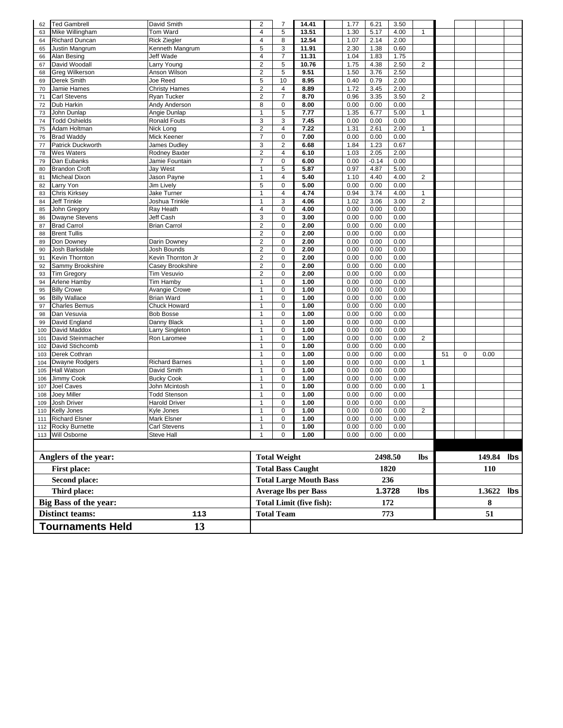| | | | | | | | | | | | | | | |
|---|---|---|---|---|---|---|---|---|---|---|---|---|---|---|
| 62 | Ted Gambrell | David Smith | 2 | 7 | **14.41** | | 1.77 | 6.21 | 3.50 | | | | | |
| 63 | Mike Willingham | Tom Ward | 4 | 5 | **13.51** | | 1.30 | 5.17 | 4.00 | 1 | | | | |
| 64 | Richard Duncan | Rick Ziegler | 4 | 8 | **12.54** | | 1.07 | 2.14 | 2.00 | | | | | |
| 65 | Justin Mangrum | Kenneth Mangrum | 5 | 3 | **11.91** | | 2.30 | 1.38 | 0.60 | | | | | |
| 66 | Alan Besing | Jeff Wade | 4 | 7 | **11.31** | | 1.04 | 1.83 | 1.75 | | | | | |
| 67 | David Woodall | Larry Young | 2 | 5 | **10.76** | | 1.75 | 4.38 | 2.50 | 2 | | | | |
| 68 | Greg Wilkerson | Anson Wilson | 2 | 5 | **9.51** | | 1.50 | 3.76 | 2.50 | | | | | |
| 69 | Derek Smith | Joe Reed | 5 | 10 | **8.95** | | 0.40 | 0.79 | 2.00 | | | | | |
| 70 | Jamie Hames | Christy Hames | 2 | 4 | **8.89** | | 1.72 | 3.45 | 2.00 | | | | | |
| 71 | Carl Stevens | Ryan Tucker | 2 | 7 | **8.70** | | 0.96 | 3.35 | 3.50 | 2 | | | | |
| 72 | Dub Harkin | Andy Anderson | 8 | 0 | **8.00** | | 0.00 | 0.00 | 0.00 | | | | | |
| 73 | John Dunlap | Angie Dunlap | 1 | 5 | **7.77** | | 1.35 | 6.77 | 5.00 | 1 | | | | |
| 74 | Todd Oshields | Ronald Fouts | 3 | 3 | **7.45** | | 0.00 | 0.00 | 0.00 | | | | | |
| 75 | Adam Holtman | Nick Long | 2 | 4 | **7.22** | | 1.31 | 2.61 | 2.00 | 1 | | | | |
| 76 | Brad Waddy | Mick Keener | 7 | 0 | **7.00** | | 0.00 | 0.00 | 0.00 | | | | | |
| 77 | Patrick Duckworth | James Dudley | 3 | 2 | **6.68** | | 1.84 | 1.23 | 0.67 | | | | | |
| 78 | Wes Waters | Rodney Baxter | 2 | 4 | **6.10** | | 1.03 | 2.05 | 2.00 | | | | | |
| 79 | Dan Eubanks | Jamie Fountain | 7 | 0 | **6.00** | | 0.00 | -0.14 | 0.00 | | | | | |
| 80 | Brandon Croft | Jay West | 1 | 5 | **5.87** | | 0.97 | 4.87 | 5.00 | | | | | |
| 81 | Micheal Dixon | Jason Payne | 1 | 4 | **5.40** | | 1.10 | 4.40 | 4.00 | 2 | | | | |
| 82 | Larry Yon | Jim Lively | 5 | 0 | **5.00** | | 0.00 | 0.00 | 0.00 | | | | | |
| 83 | Chris Kirksey | Jake Turner | 1 | 4 | **4.74** | | 0.94 | 3.74 | 4.00 | 1 | | | | |
| 84 | Jeff Trinkle | Joshua Trinkle | 1 | 3 | **4.06** | | 1.02 | 3.06 | 3.00 | 2 | | | | |
| 85 | John Gregory | Ray Heath | 4 | 0 | **4.00** | | 0.00 | 0.00 | 0.00 | | | | | |
| 86 | Dwayne Stevens | Jeff Cash | 3 | 0 | **3.00** | | 0.00 | 0.00 | 0.00 | | | | | |
| 87 | Brad Carrol | Brian Carrol | 2 | 0 | **2.00** | | 0.00 | 0.00 | 0.00 | | | | | |
| 88 | Brent Tullis | | 2 | 0 | **2.00** | | 0.00 | 0.00 | 0.00 | | | | | |
| 89 | Don Downey | Darin Downey | 2 | 0 | **2.00** | | 0.00 | 0.00 | 0.00 | | | | | |
| 90 | Josh Barksdale | Josh Bounds | 2 | 0 | **2.00** | | 0.00 | 0.00 | 0.00 | | | | | |
| 91 | Kevin Thornton | Kevin Thornton Jr | 2 | 0 | **2.00** | | 0.00 | 0.00 | 0.00 | | | | | |
| 92 | Sammy Brookshire | Casey Brookshire | 2 | 0 | **2.00** | | 0.00 | 0.00 | 0.00 | | | | | |
| 93 | Tim Gregory | Tim Vesuvio | 2 | 0 | **2.00** | | 0.00 | 0.00 | 0.00 | | | | | |
| 94 | Arlene Hamby | Tim Hamby | 1 | 0 | **1.00** | | 0.00 | 0.00 | 0.00 | | | | | |
| 95 | Billy Crowe | Avangie Crowe | 1 | 0 | **1.00** | | 0.00 | 0.00 | 0.00 | | | | | |
| 96 | Billy Wallace | Brian Ward | 1 | 0 | **1.00** | | 0.00 | 0.00 | 0.00 | | | | | |
| 97 | Charles Bemus | Chuck Howard | 1 | 0 | **1.00** | | 0.00 | 0.00 | 0.00 | | | | | |
| 98 | Dan Vesuvia | Bob Bosse | 1 | 0 | **1.00** | | 0.00 | 0.00 | 0.00 | | | | | |
| 99 | David England | Danny Black | 1 | 0 | **1.00** | | 0.00 | 0.00 | 0.00 | | | | | |
| 100 | David Maddox | Larry Singleton | 1 | 0 | **1.00** | | 0.00 | 0.00 | 0.00 | | | | | |
| 101 | David Steinmacher | Ron Laromee | 1 | 0 | **1.00** | | 0.00 | 0.00 | 0.00 | 2 | | | | |
| 102 | David Stichcomb | | 1 | 0 | **1.00** | | 0.00 | 0.00 | 0.00 | | | | | |
| 103 | Derek Cothran | | 1 | 0 | **1.00** | | 0.00 | 0.00 | 0.00 | | 51 | 0 | 0.00 | |
| 104 | Dwayne Rodgers | Richard Barnes | 1 | 0 | **1.00** | | 0.00 | 0.00 | 0.00 | 1 | | | | |
| 105 | Hall Watson | David Smith | 1 | 0 | **1.00** | | 0.00 | 0.00 | 0.00 | | | | | |
| 106 | Jimmy Cook | Bucky Cook | 1 | 0 | **1.00** | | 0.00 | 0.00 | 0.00 | | | | | |
| 107 | Joel Caves | John Mcintosh | 1 | 0 | **1.00** | | 0.00 | 0.00 | 0.00 | 1 | | | | |
| 108 | Joey Miller | Todd Stenson | 1 | 0 | **1.00** | | 0.00 | 0.00 | 0.00 | | | | | |
| 109 | Josh Driver | Harold Driver | 1 | 0 | **1.00** | | 0.00 | 0.00 | 0.00 | | | | | |
| 110 | Kelly Jones | Kyle Jones | 1 | 0 | **1.00** | | 0.00 | 0.00 | 0.00 | 2 | | | | |
| 111 | Richard Elsner | Mark Elsner | 1 | 0 | **1.00** | | 0.00 | 0.00 | 0.00 | | | | | |
| 112 | Rocky Burnette | Carl Stevens | 1 | 0 | **1.00** | | 0.00 | 0.00 | 0.00 | | | | | |
| 113 | Will Osborne | Steve Hall | 1 | 0 | **1.00** | | 0.00 | 0.00 | 0.00 | | | | | |

| | | | | | |
|---|---|---|---|---|---|
| **Anglers of the year:** | | **Total Weight** | **2498.50** | **lbs** | **149.84 lbs** |
| **First place:** | | **Total Bass Caught** | **1820** | | **110** |
| **Second place:** | | **Total Large Mouth Bass** | **236** | | |
| **Third place:** | | **Average lbs per Bass** | **1.3728** | **lbs** | **1.3622 lbs** |
| **Big Bass of the year:** | | **Total Limit (five fish):** | **172** | | **8** |
| **Distinct teams:** | **113** | **Total Team** | **773** | | **51** |
| **Tournaments Held** | **13** | | | | |